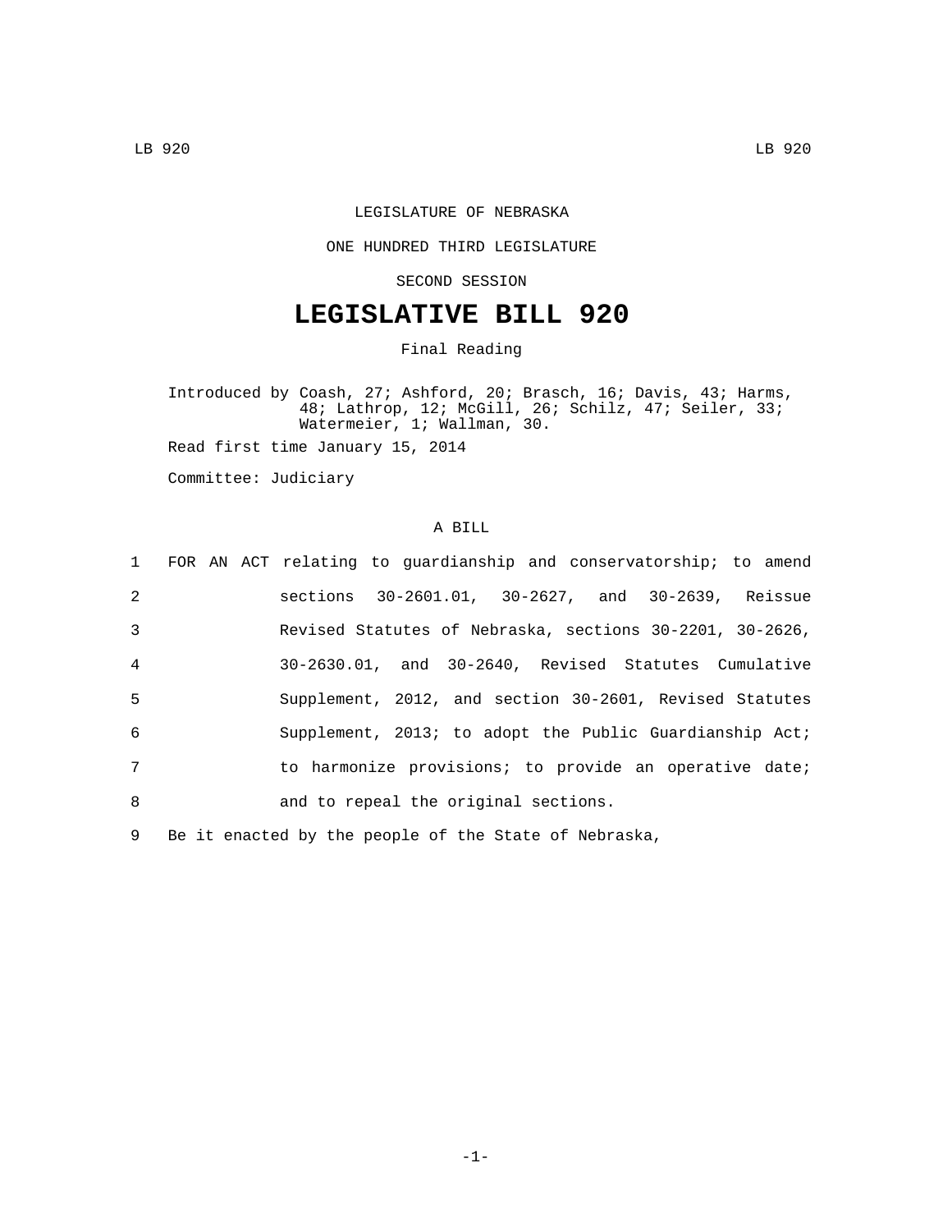LEGISLATURE OF NEBRASKA

ONE HUNDRED THIRD LEGISLATURE

SECOND SESSION

# LEGISLATIVE BILL 920

Final Reading

Introduced by Coash, 27; Ashford, 20; Brasch, 16; Davis, 43; Harms, 48; Lathrop, 12; McGill, 26; Schilz, 47; Seiler, 33; Watermeier, 1; Wallman, 30.

Read first time January 15, 2014

Committee: Judiciary

A BILL

1 FOR AN ACT relating to guardianship and conservatorship; to amend
2 sections 30-2601.01, 30-2627, and 30-2639, Reissue
3 Revised Statutes of Nebraska, sections 30-2201, 30-2626,
4 30-2630.01, and 30-2640, Revised Statutes Cumulative
5 Supplement, 2012, and section 30-2601, Revised Statutes
6 Supplement, 2013; to adopt the Public Guardianship Act;
7 to harmonize provisions; to provide an operative date;
8 and to repeal the original sections.

9 Be it enacted by the people of the State of Nebraska,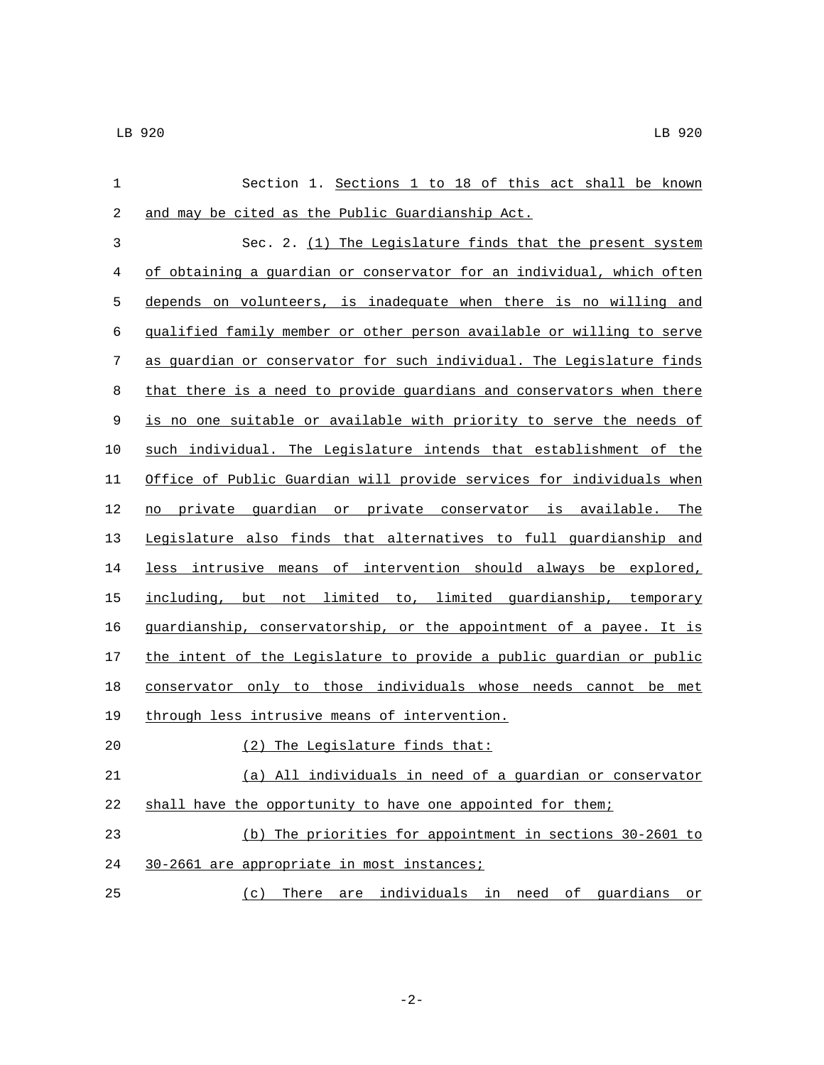Section 1. Sections 1 to 18 of this act shall be known and may be cited as the Public Guardianship Act.

Sec. 2. (1) The Legislature finds that the present system of obtaining a guardian or conservator for an individual, which often depends on volunteers, is inadequate when there is no willing and qualified family member or other person available or willing to serve as guardian or conservator for such individual. The Legislature finds that there is a need to provide guardians and conservators when there is no one suitable or available with priority to serve the needs of such individual. The Legislature intends that establishment of the Office of Public Guardian will provide services for individuals when no private guardian or private conservator is available. The Legislature also finds that alternatives to full guardianship and less intrusive means of intervention should always be explored, including, but not limited to, limited guardianship, temporary guardianship, conservatorship, or the appointment of a payee. It is the intent of the Legislature to provide a public guardian or public conservator only to those individuals whose needs cannot be met through less intrusive means of intervention.

(2) The Legislature finds that:

(a) All individuals in need of a guardian or conservator shall have the opportunity to have one appointed for them;

(b) The priorities for appointment in sections 30-2601 to 30-2661 are appropriate in most instances;

(c) There are individuals in need of guardians or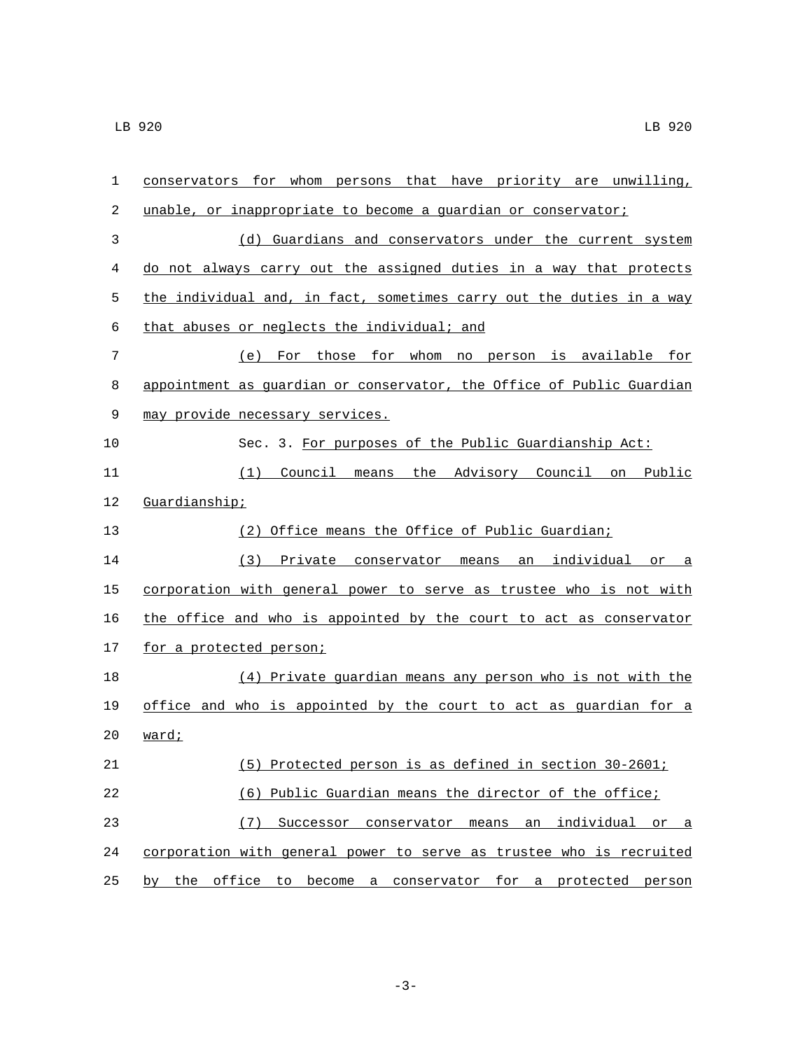conservators for whom persons that have priority are unwilling, unable, or inappropriate to become a guardian or conservator;

(d) Guardians and conservators under the current system do not always carry out the assigned duties in a way that protects the individual and, in fact, sometimes carry out the duties in a way that abuses or neglects the individual; and

(e) For those for whom no person is available for appointment as guardian or conservator, the Office of Public Guardian may provide necessary services.

Sec. 3. For purposes of the Public Guardianship Act:

(1) Council means the Advisory Council on Public Guardianship;

(2) Office means the Office of Public Guardian;

(3) Private conservator means an individual or a corporation with general power to serve as trustee who is not with the office and who is appointed by the court to act as conservator for a protected person;

(4) Private guardian means any person who is not with the office and who is appointed by the court to act as guardian for a ward;

(5) Protected person is as defined in section 30-2601;

(6) Public Guardian means the director of the office;

(7) Successor conservator means an individual or a corporation with general power to serve as trustee who is recruited by the office to become a conservator for a protected person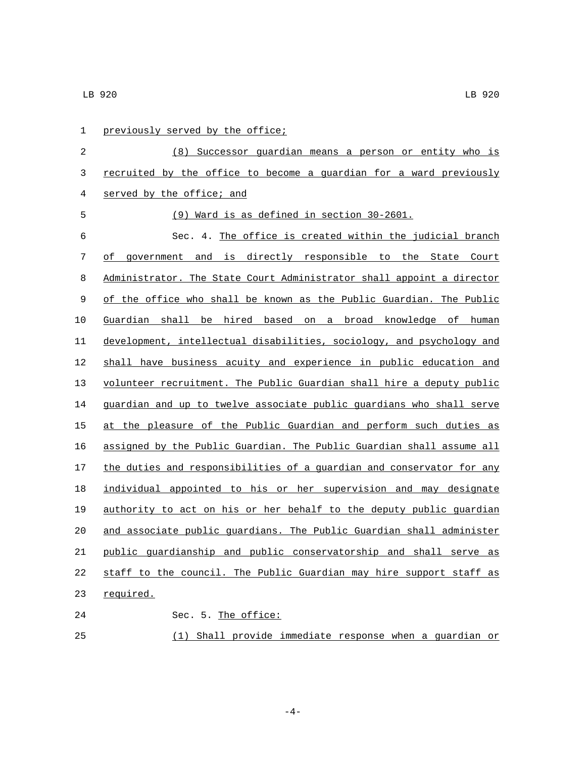previously served by the office;

(8) Successor guardian means a person or entity who is recruited by the office to become a guardian for a ward previously served by the office; and

(9) Ward is as defined in section 30-2601.

Sec. 4. The office is created within the judicial branch of government and is directly responsible to the State Court Administrator. The State Court Administrator shall appoint a director of the office who shall be known as the Public Guardian. The Public Guardian shall be hired based on a broad knowledge of human development, intellectual disabilities, sociology, and psychology and shall have business acuity and experience in public education and volunteer recruitment. The Public Guardian shall hire a deputy public guardian and up to twelve associate public guardians who shall serve at the pleasure of the Public Guardian and perform such duties as assigned by the Public Guardian. The Public Guardian shall assume all the duties and responsibilities of a guardian and conservator for any individual appointed to his or her supervision and may designate authority to act on his or her behalf to the deputy public guardian and associate public guardians. The Public Guardian shall administer public guardianship and public conservatorship and shall serve as staff to the council. The Public Guardian may hire support staff as required.

Sec. 5. The office:

(1) Shall provide immediate response when a guardian or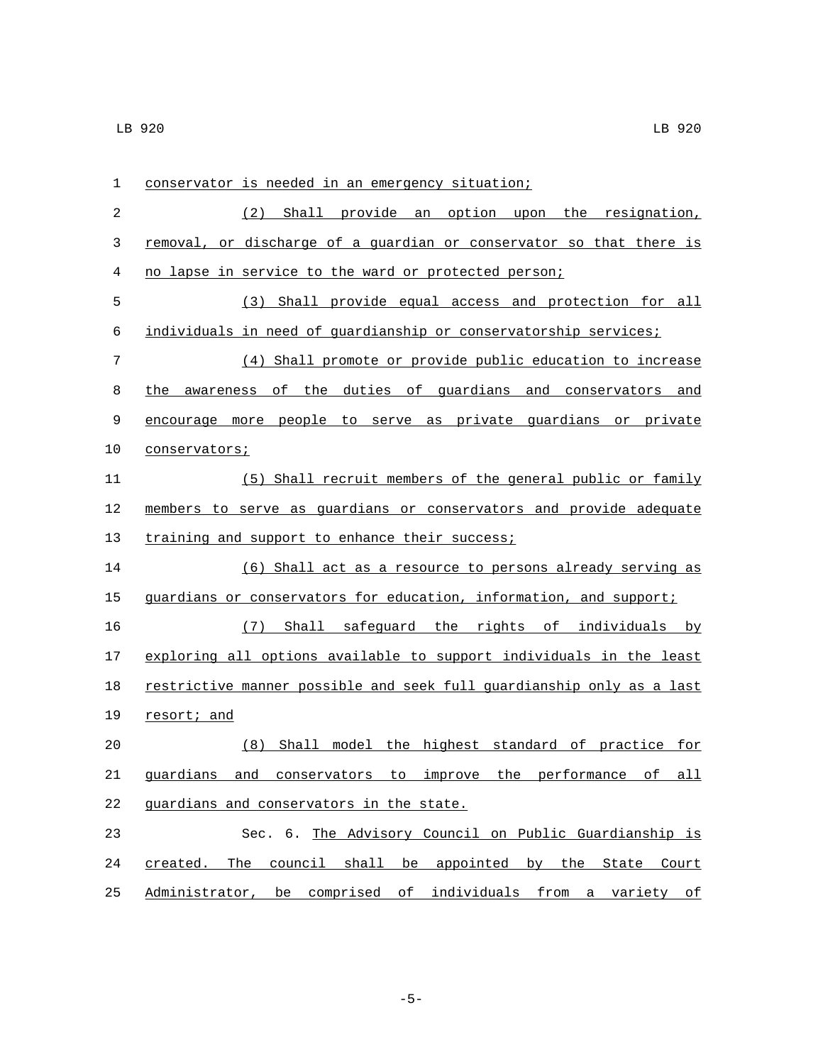conservator is needed in an emergency situation;

(2) Shall provide an option upon the resignation, removal, or discharge of a guardian or conservator so that there is no lapse in service to the ward or protected person;

(3) Shall provide equal access and protection for all individuals in need of guardianship or conservatorship services;

(4) Shall promote or provide public education to increase the awareness of the duties of guardians and conservators and encourage more people to serve as private guardians or private conservators;

(5) Shall recruit members of the general public or family members to serve as guardians or conservators and provide adequate training and support to enhance their success;

(6) Shall act as a resource to persons already serving as guardians or conservators for education, information, and support;

(7) Shall safeguard the rights of individuals by exploring all options available to support individuals in the least restrictive manner possible and seek full guardianship only as a last resort; and

(8) Shall model the highest standard of practice for guardians and conservators to improve the performance of all guardians and conservators in the state.

Sec. 6. The Advisory Council on Public Guardianship is created. The council shall be appointed by the State Court Administrator, be comprised of individuals from a variety of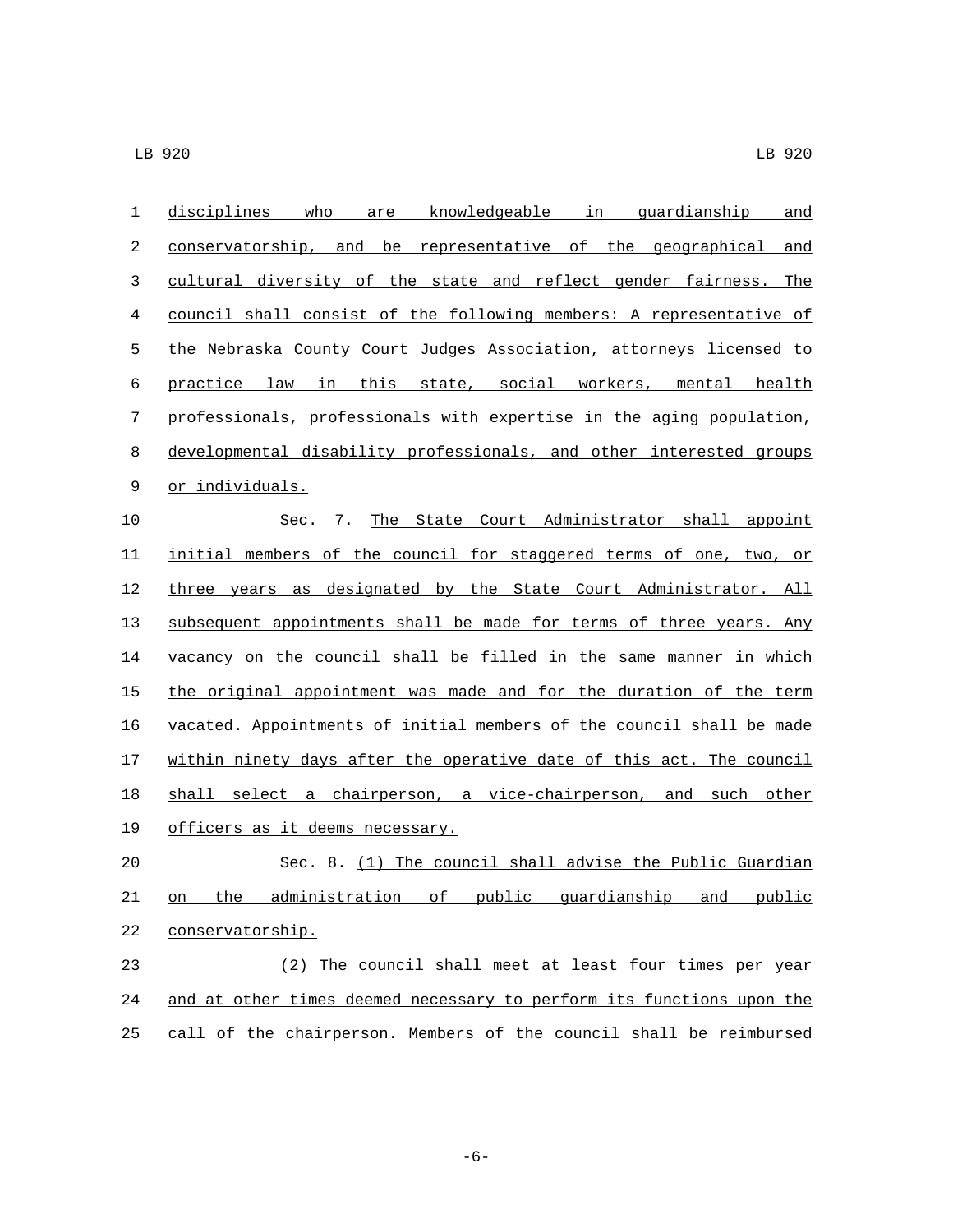disciplines who are knowledgeable in guardianship and conservatorship, and be representative of the geographical and cultural diversity of the state and reflect gender fairness. The council shall consist of the following members: A representative of the Nebraska County Court Judges Association, attorneys licensed to practice law in this state, social workers, mental health professionals, professionals with expertise in the aging population, developmental disability professionals, and other interested groups or individuals.

Sec. 7. The State Court Administrator shall appoint initial members of the council for staggered terms of one, two, or three years as designated by the State Court Administrator. All subsequent appointments shall be made for terms of three years. Any vacancy on the council shall be filled in the same manner in which the original appointment was made and for the duration of the term vacated. Appointments of initial members of the council shall be made within ninety days after the operative date of this act. The council shall select a chairperson, a vice-chairperson, and such other officers as it deems necessary.

Sec. 8. (1) The council shall advise the Public Guardian on the administration of public guardianship and public conservatorship.

(2) The council shall meet at least four times per year and at other times deemed necessary to perform its functions upon the call of the chairperson. Members of the council shall be reimbursed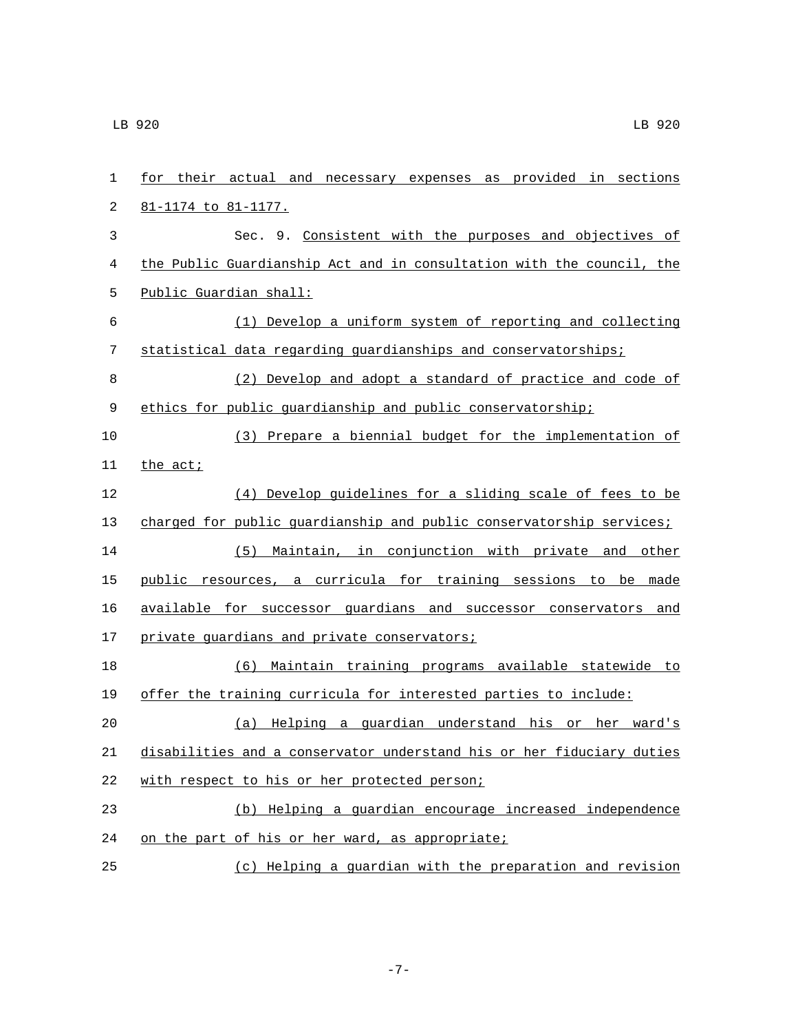for their actual and necessary expenses as provided in sections 81-1174 to 81-1177.

Sec. 9. Consistent with the purposes and objectives of the Public Guardianship Act and in consultation with the council, the Public Guardian shall:

(1) Develop a uniform system of reporting and collecting statistical data regarding guardianships and conservatorships;

(2) Develop and adopt a standard of practice and code of ethics for public guardianship and public conservatorship;

(3) Prepare a biennial budget for the implementation of the act;

(4) Develop guidelines for a sliding scale of fees to be charged for public guardianship and public conservatorship services;

(5) Maintain, in conjunction with private and other public resources, a curricula for training sessions to be made available for successor guardians and successor conservators and private guardians and private conservators;

(6) Maintain training programs available statewide to offer the training curricula for interested parties to include:

(a) Helping a guardian understand his or her ward's disabilities and a conservator understand his or her fiduciary duties with respect to his or her protected person;

(b) Helping a guardian encourage increased independence on the part of his or her ward, as appropriate;

(c) Helping a guardian with the preparation and revision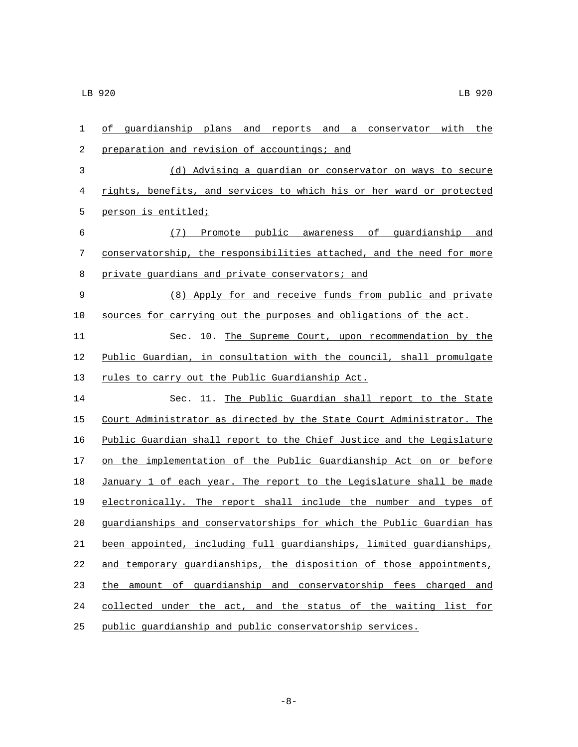of guardianship plans and reports and a conservator with the preparation and revision of accountings; and

(d) Advising a guardian or conservator on ways to secure rights, benefits, and services to which his or her ward or protected person is entitled;

(7) Promote public awareness of guardianship and conservatorship, the responsibilities attached, and the need for more private guardians and private conservators; and

(8) Apply for and receive funds from public and private sources for carrying out the purposes and obligations of the act.

Sec. 10. The Supreme Court, upon recommendation by the Public Guardian, in consultation with the council, shall promulgate rules to carry out the Public Guardianship Act.

Sec. 11. The Public Guardian shall report to the State Court Administrator as directed by the State Court Administrator. The Public Guardian shall report to the Chief Justice and the Legislature on the implementation of the Public Guardianship Act on or before January 1 of each year. The report to the Legislature shall be made electronically. The report shall include the number and types of guardianships and conservatorships for which the Public Guardian has been appointed, including full guardianships, limited guardianships, and temporary guardianships, the disposition of those appointments, the amount of guardianship and conservatorship fees charged and collected under the act, and the status of the waiting list for public guardianship and public conservatorship services.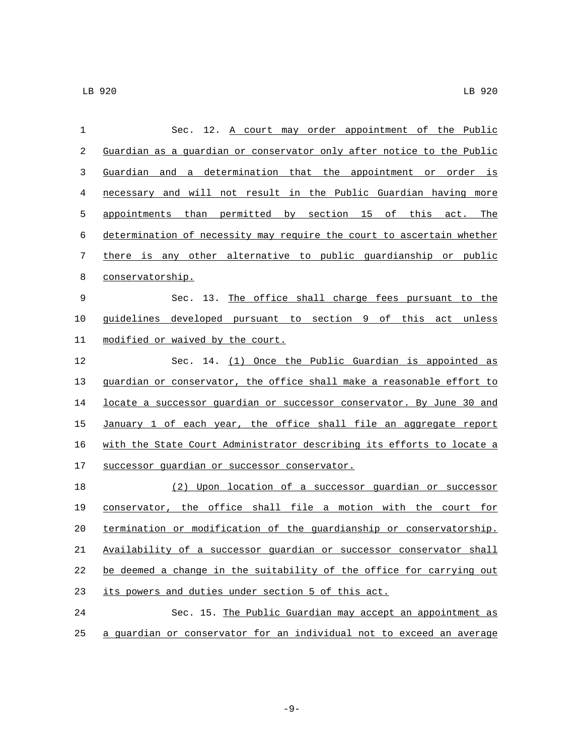Sec. 12. A court may order appointment of the Public Guardian as a guardian or conservator only after notice to the Public Guardian and a determination that the appointment or order is necessary and will not result in the Public Guardian having more appointments than permitted by section 15 of this act. The determination of necessity may require the court to ascertain whether there is any other alternative to public guardianship or public conservatorship.

Sec. 13. The office shall charge fees pursuant to the guidelines developed pursuant to section 9 of this act unless modified or waived by the court.

Sec. 14. (1) Once the Public Guardian is appointed as guardian or conservator, the office shall make a reasonable effort to locate a successor guardian or successor conservator. By June 30 and January 1 of each year, the office shall file an aggregate report with the State Court Administrator describing its efforts to locate a successor guardian or successor conservator.

(2) Upon location of a successor guardian or successor conservator, the office shall file a motion with the court for termination or modification of the guardianship or conservatorship. Availability of a successor guardian or successor conservator shall be deemed a change in the suitability of the office for carrying out its powers and duties under section 5 of this act.

Sec. 15. The Public Guardian may accept an appointment as a guardian or conservator for an individual not to exceed an average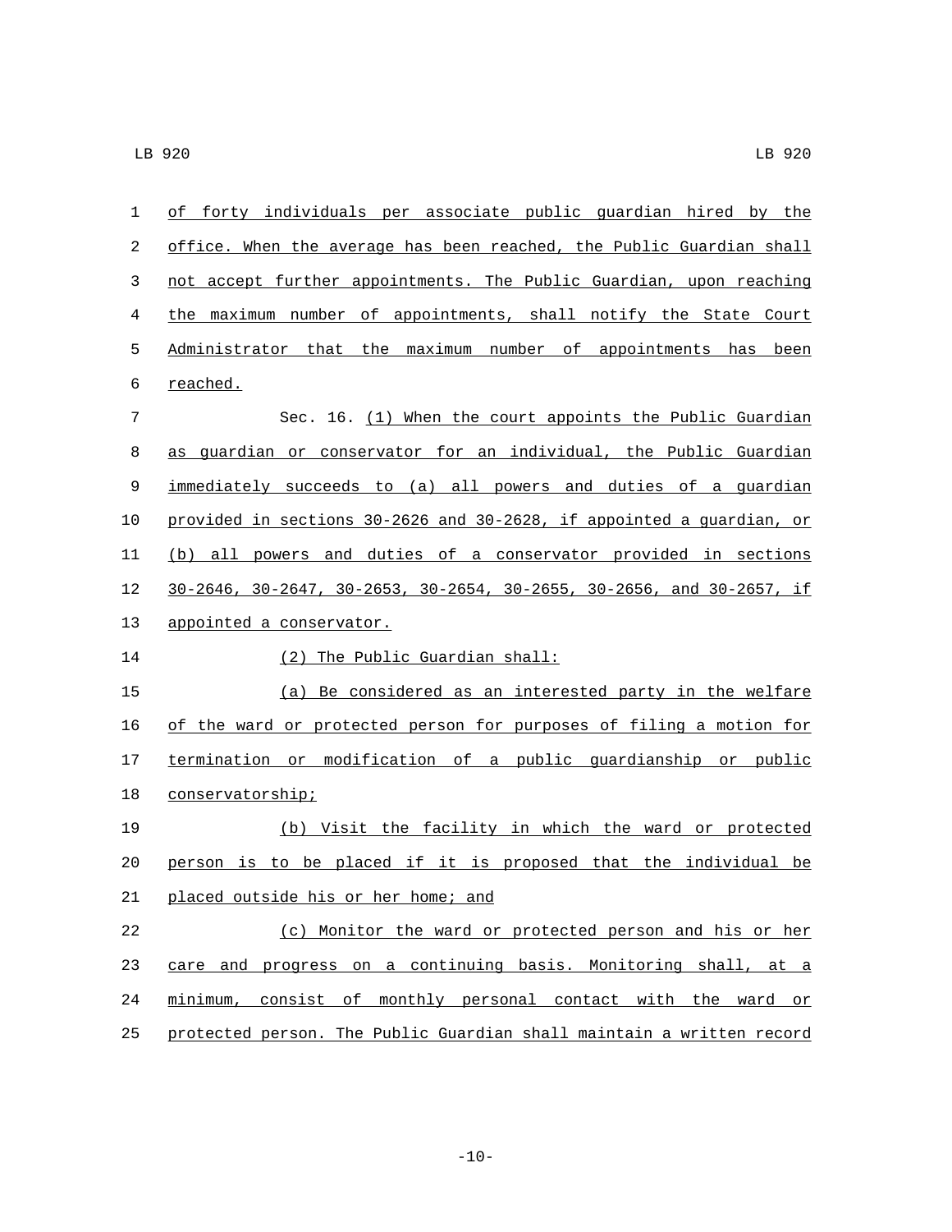of forty individuals per associate public guardian hired by the office. When the average has been reached, the Public Guardian shall not accept further appointments. The Public Guardian, upon reaching the maximum number of appointments, shall notify the State Court Administrator that the maximum number of appointments has been reached.

Sec. 16. (1) When the court appoints the Public Guardian as guardian or conservator for an individual, the Public Guardian immediately succeeds to (a) all powers and duties of a guardian provided in sections 30-2626 and 30-2628, if appointed a guardian, or (b) all powers and duties of a conservator provided in sections 30-2646, 30-2647, 30-2653, 30-2654, 30-2655, 30-2656, and 30-2657, if appointed a conservator.

(2) The Public Guardian shall:

(a) Be considered as an interested party in the welfare of the ward or protected person for purposes of filing a motion for termination or modification of a public guardianship or public conservatorship;

(b) Visit the facility in which the ward or protected person is to be placed if it is proposed that the individual be placed outside his or her home; and

(c) Monitor the ward or protected person and his or her care and progress on a continuing basis. Monitoring shall, at a minimum, consist of monthly personal contact with the ward or protected person. The Public Guardian shall maintain a written record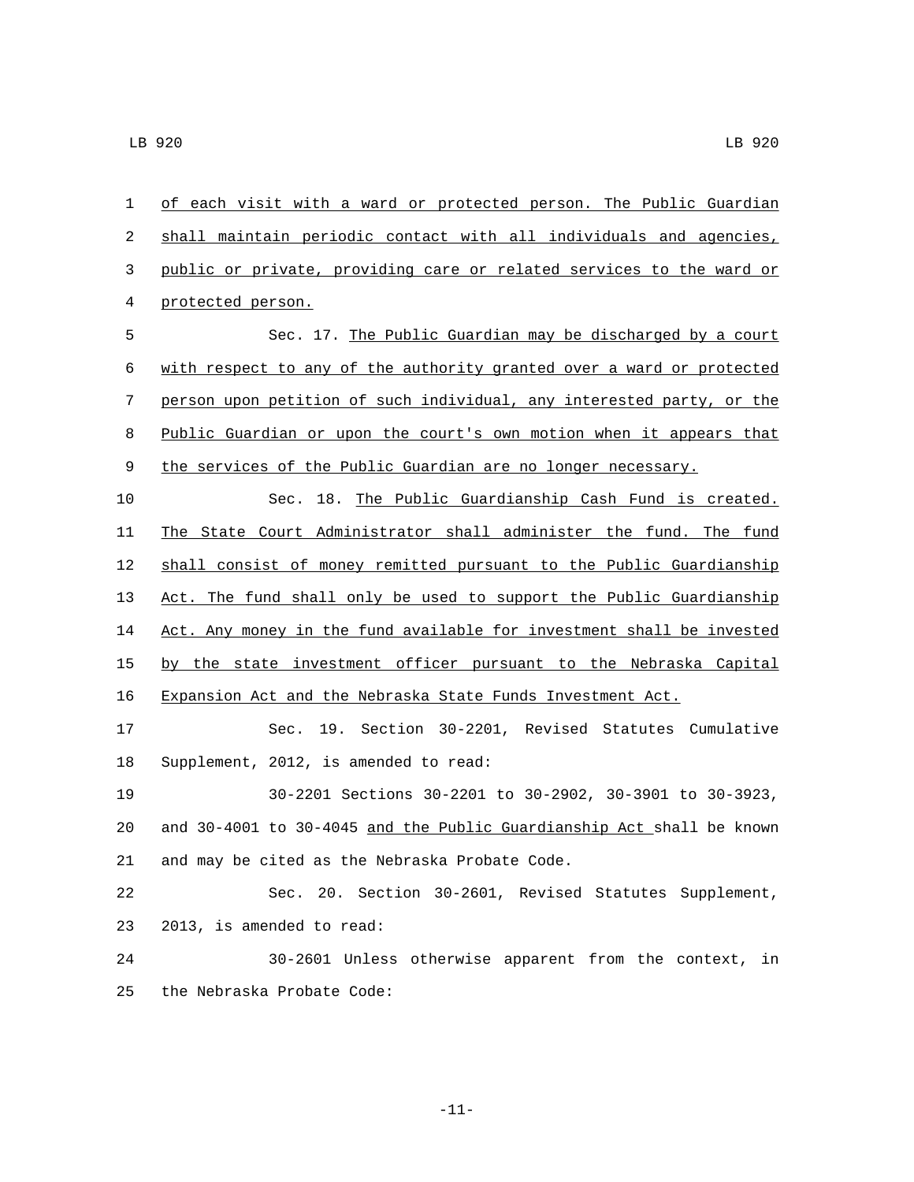of each visit with a ward or protected person. The Public Guardian shall maintain periodic contact with all individuals and agencies, public or private, providing care or related services to the ward or protected person.

Sec. 17. The Public Guardian may be discharged by a court with respect to any of the authority granted over a ward or protected person upon petition of such individual, any interested party, or the Public Guardian or upon the court's own motion when it appears that the services of the Public Guardian are no longer necessary.

Sec. 18. The Public Guardianship Cash Fund is created. The State Court Administrator shall administer the fund. The fund shall consist of money remitted pursuant to the Public Guardianship Act. The fund shall only be used to support the Public Guardianship Act. Any money in the fund available for investment shall be invested by the state investment officer pursuant to the Nebraska Capital Expansion Act and the Nebraska State Funds Investment Act.

Sec. 19. Section 30-2201, Revised Statutes Cumulative Supplement, 2012, is amended to read:

30-2201 Sections 30-2201 to 30-2902, 30-3901 to 30-3923, and 30-4001 to 30-4045 and the Public Guardianship Act shall be known and may be cited as the Nebraska Probate Code.

Sec. 20. Section 30-2601, Revised Statutes Supplement, 2013, is amended to read:

30-2601 Unless otherwise apparent from the context, in the Nebraska Probate Code: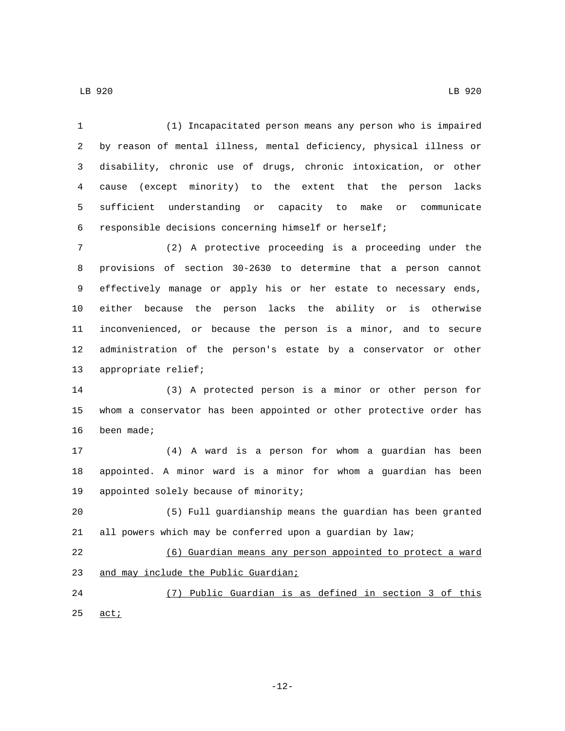(1) Incapacitated person means any person who is impaired by reason of mental illness, mental deficiency, physical illness or disability, chronic use of drugs, chronic intoxication, or other cause (except minority) to the extent that the person lacks sufficient understanding or capacity to make or communicate responsible decisions concerning himself or herself;

(2) A protective proceeding is a proceeding under the provisions of section 30-2630 to determine that a person cannot effectively manage or apply his or her estate to necessary ends, either because the person lacks the ability or is otherwise inconvenienced, or because the person is a minor, and to secure administration of the person's estate by a conservator or other appropriate relief;

(3) A protected person is a minor or other person for whom a conservator has been appointed or other protective order has been made;

(4) A ward is a person for whom a guardian has been appointed. A minor ward is a minor for whom a guardian has been appointed solely because of minority;

(5) Full guardianship means the guardian has been granted all powers which may be conferred upon a guardian by law;

<u>(6) Guardian means any person appointed to protect a ward and may include the Public Guardian;</u>

<u>(7) Public Guardian is as defined in section 3 of this act;</u>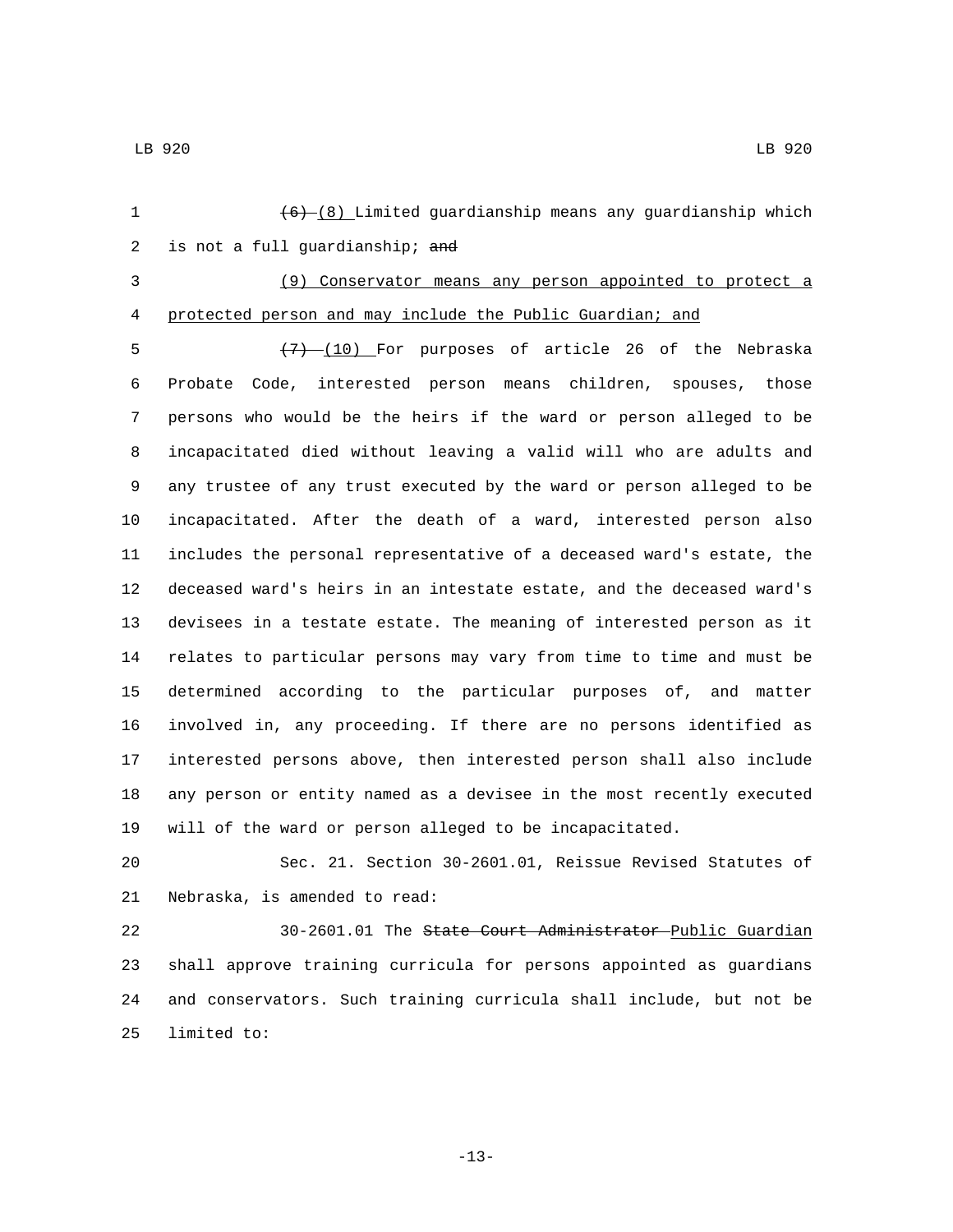~~(6)~~ (8) Limited guardianship means any guardianship which is not a full guardianship; ~~and~~

(9) Conservator means any person appointed to protect a protected person and may include the Public Guardian; and

~~(7)~~ (10) For purposes of article 26 of the Nebraska Probate Code, interested person means children, spouses, those persons who would be the heirs if the ward or person alleged to be incapacitated died without leaving a valid will who are adults and any trustee of any trust executed by the ward or person alleged to be incapacitated. After the death of a ward, interested person also includes the personal representative of a deceased ward's estate, the deceased ward's heirs in an intestate estate, and the deceased ward's devisees in a testate estate. The meaning of interested person as it relates to particular persons may vary from time to time and must be determined according to the particular purposes of, and matter involved in, any proceeding. If there are no persons identified as interested persons above, then interested person shall also include any person or entity named as a devisee in the most recently executed will of the ward or person alleged to be incapacitated.

Sec. 21. Section 30-2601.01, Reissue Revised Statutes of Nebraska, is amended to read:

30-2601.01 The ~~State Court Administrator~~ Public Guardian shall approve training curricula for persons appointed as guardians and conservators. Such training curricula shall include, but not be limited to: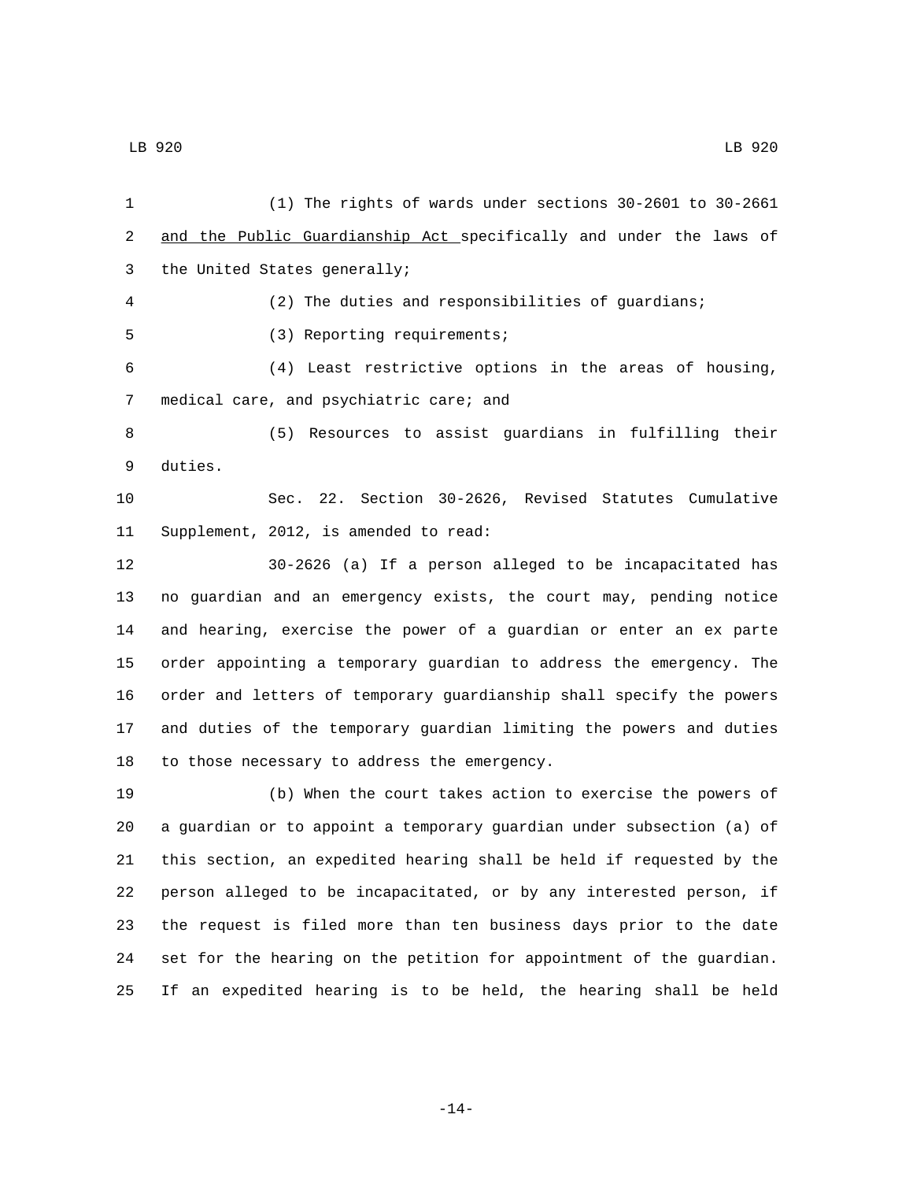(1) The rights of wards under sections 30-2601 to 30-2661 <u>and the Public Guardianship Act</u> specifically and under the laws of the United States generally;

(2) The duties and responsibilities of guardians;

(3) Reporting requirements;

(4) Least restrictive options in the areas of housing, medical care, and psychiatric care; and

(5) Resources to assist guardians in fulfilling their duties.

Sec. 22. Section 30-2626, Revised Statutes Cumulative Supplement, 2012, is amended to read:

30-2626 (a) If a person alleged to be incapacitated has no guardian and an emergency exists, the court may, pending notice and hearing, exercise the power of a guardian or enter an ex parte order appointing a temporary guardian to address the emergency. The order and letters of temporary guardianship shall specify the powers and duties of the temporary guardian limiting the powers and duties to those necessary to address the emergency.

(b) When the court takes action to exercise the powers of a guardian or to appoint a temporary guardian under subsection (a) of this section, an expedited hearing shall be held if requested by the person alleged to be incapacitated, or by any interested person, if the request is filed more than ten business days prior to the date set for the hearing on the petition for appointment of the guardian. If an expedited hearing is to be held, the hearing shall be held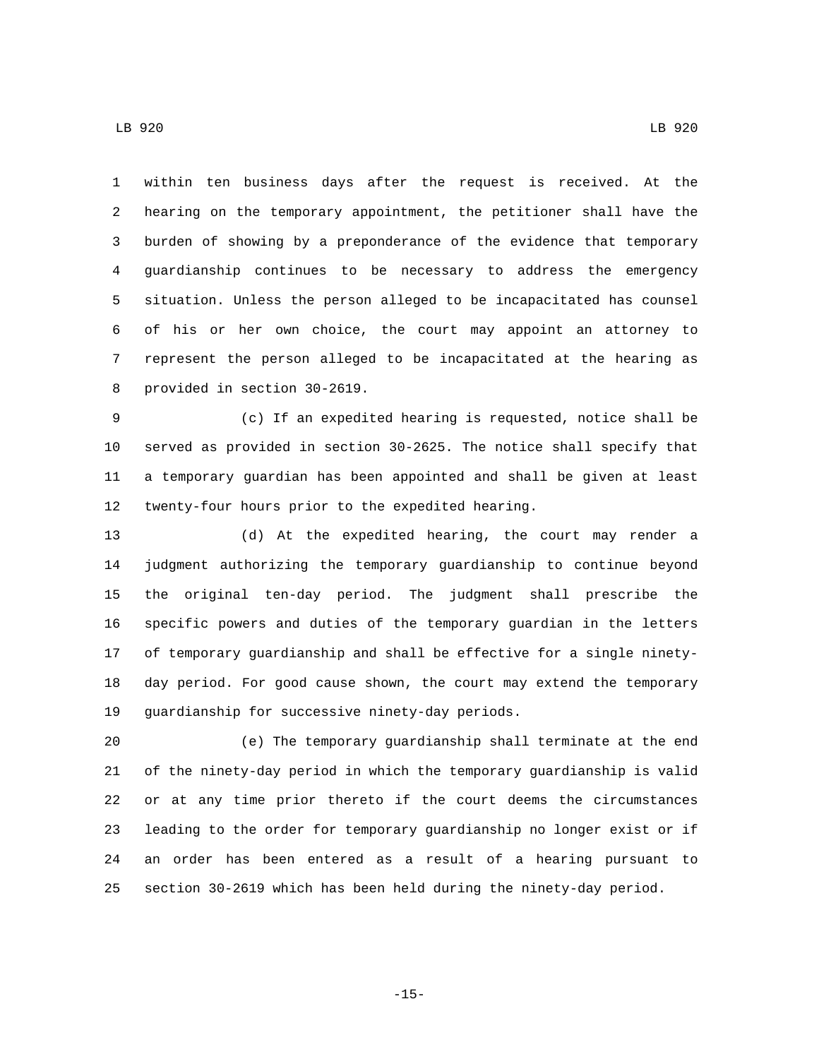within ten business days after the request is received. At the hearing on the temporary appointment, the petitioner shall have the burden of showing by a preponderance of the evidence that temporary guardianship continues to be necessary to address the emergency situation. Unless the person alleged to be incapacitated has counsel of his or her own choice, the court may appoint an attorney to represent the person alleged to be incapacitated at the hearing as provided in section 30-2619.

(c) If an expedited hearing is requested, notice shall be served as provided in section 30-2625. The notice shall specify that a temporary guardian has been appointed and shall be given at least twenty-four hours prior to the expedited hearing.

(d) At the expedited hearing, the court may render a judgment authorizing the temporary guardianship to continue beyond the original ten-day period. The judgment shall prescribe the specific powers and duties of the temporary guardian in the letters of temporary guardianship and shall be effective for a single ninety-day period. For good cause shown, the court may extend the temporary guardianship for successive ninety-day periods.

(e) The temporary guardianship shall terminate at the end of the ninety-day period in which the temporary guardianship is valid or at any time prior thereto if the court deems the circumstances leading to the order for temporary guardianship no longer exist or if an order has been entered as a result of a hearing pursuant to section 30-2619 which has been held during the ninety-day period.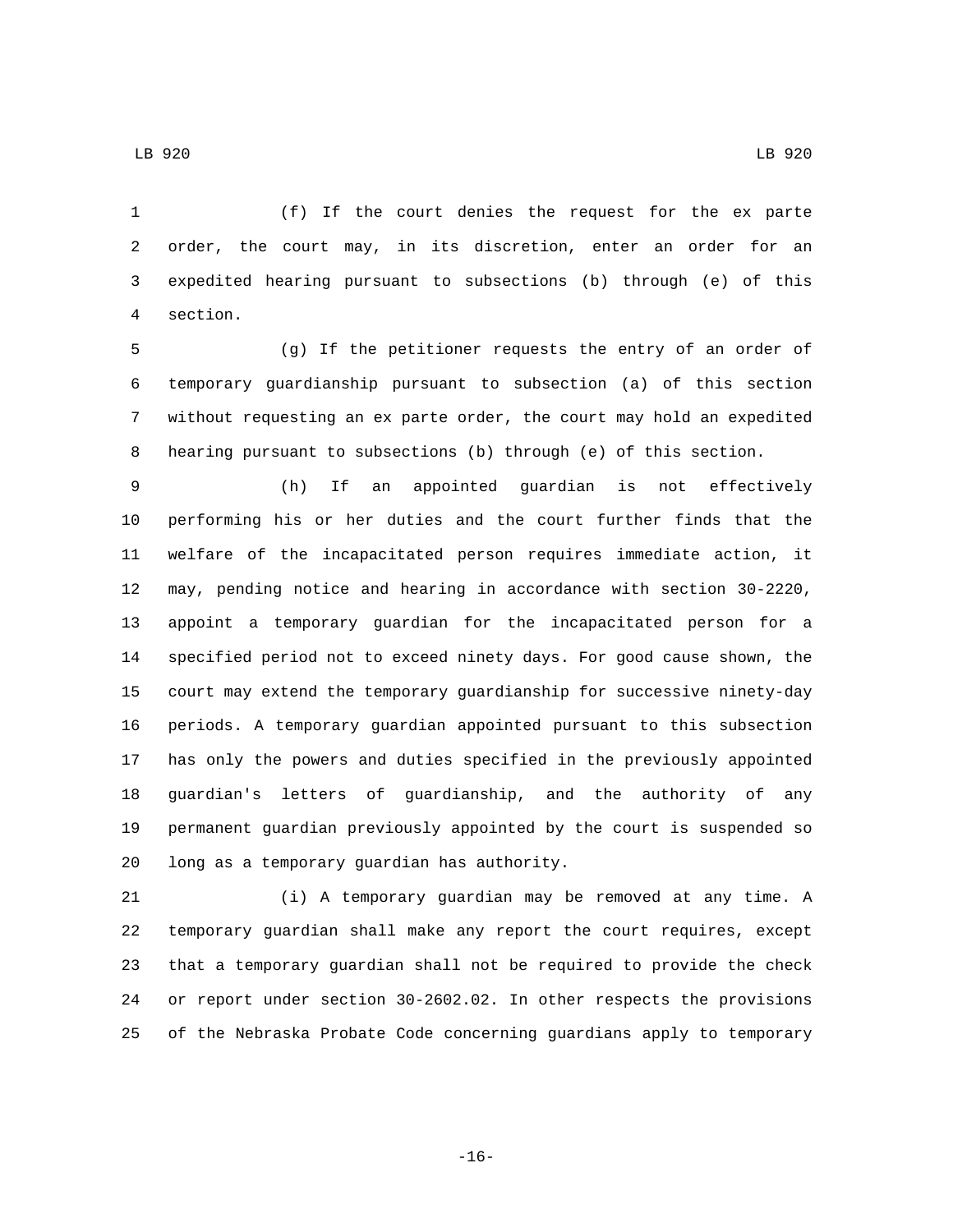(f) If the court denies the request for the ex parte order, the court may, in its discretion, enter an order for an expedited hearing pursuant to subsections (b) through (e) of this section.

(g) If the petitioner requests the entry of an order of temporary guardianship pursuant to subsection (a) of this section without requesting an ex parte order, the court may hold an expedited hearing pursuant to subsections (b) through (e) of this section.

(h) If an appointed guardian is not effectively performing his or her duties and the court further finds that the welfare of the incapacitated person requires immediate action, it may, pending notice and hearing in accordance with section 30-2220, appoint a temporary guardian for the incapacitated person for a specified period not to exceed ninety days. For good cause shown, the court may extend the temporary guardianship for successive ninety-day periods. A temporary guardian appointed pursuant to this subsection has only the powers and duties specified in the previously appointed guardian's letters of guardianship, and the authority of any permanent guardian previously appointed by the court is suspended so long as a temporary guardian has authority.

(i) A temporary guardian may be removed at any time. A temporary guardian shall make any report the court requires, except that a temporary guardian shall not be required to provide the check or report under section 30-2602.02. In other respects the provisions of the Nebraska Probate Code concerning guardians apply to temporary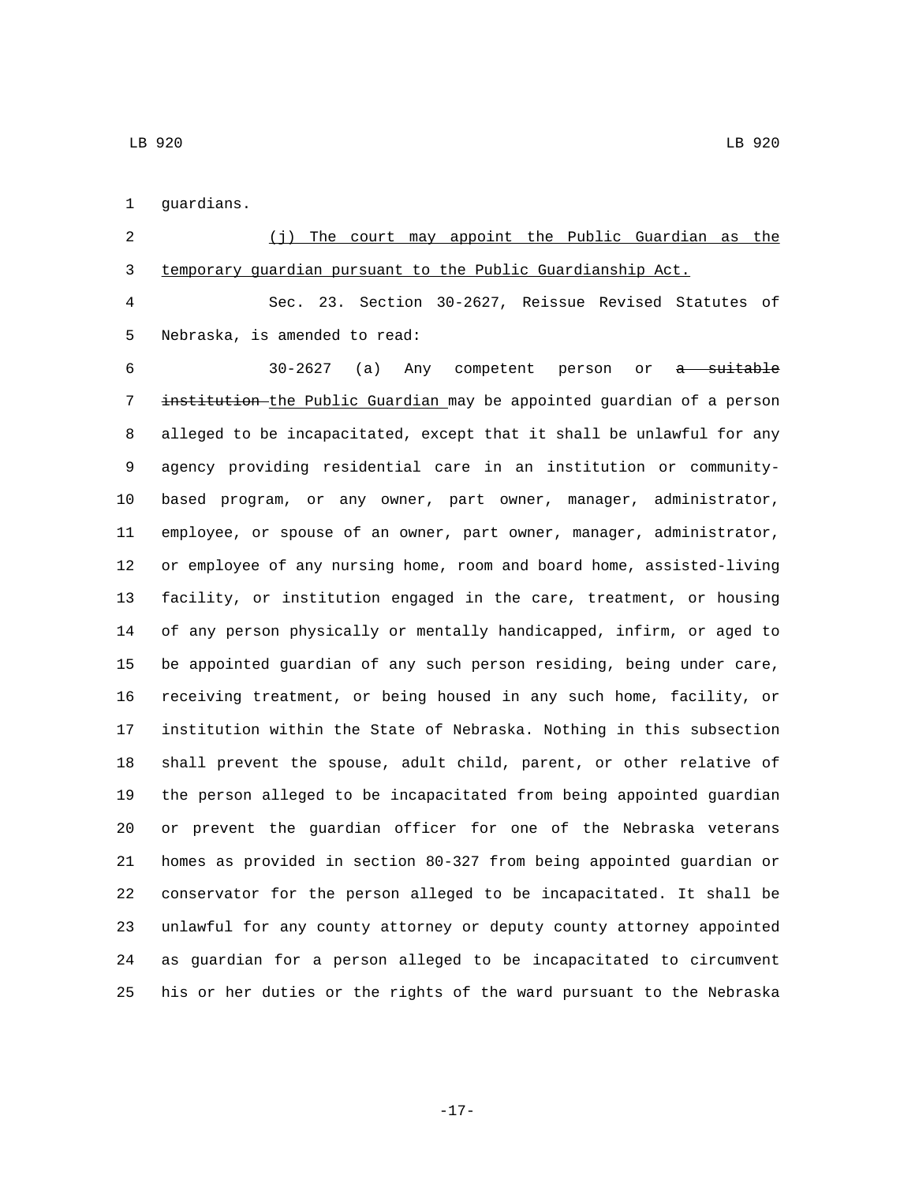guardians.

<u>(j) The court may appoint the Public Guardian as the temporary guardian pursuant to the Public Guardianship Act.</u>

Sec. 23. Section 30-2627, Reissue Revised Statutes of Nebraska, is amended to read:

30-2627 (a) Any competent person or ~~a suitable institution~~ <u>the Public Guardian</u> may be appointed guardian of a person alleged to be incapacitated, except that it shall be unlawful for any agency providing residential care in an institution or community-based program, or any owner, part owner, manager, administrator, employee, or spouse of an owner, part owner, manager, administrator, or employee of any nursing home, room and board home, assisted-living facility, or institution engaged in the care, treatment, or housing of any person physically or mentally handicapped, infirm, or aged to be appointed guardian of any such person residing, being under care, receiving treatment, or being housed in any such home, facility, or institution within the State of Nebraska. Nothing in this subsection shall prevent the spouse, adult child, parent, or other relative of the person alleged to be incapacitated from being appointed guardian or prevent the guardian officer for one of the Nebraska veterans homes as provided in section 80-327 from being appointed guardian or conservator for the person alleged to be incapacitated. It shall be unlawful for any county attorney or deputy county attorney appointed as guardian for a person alleged to be incapacitated to circumvent his or her duties or the rights of the ward pursuant to the Nebraska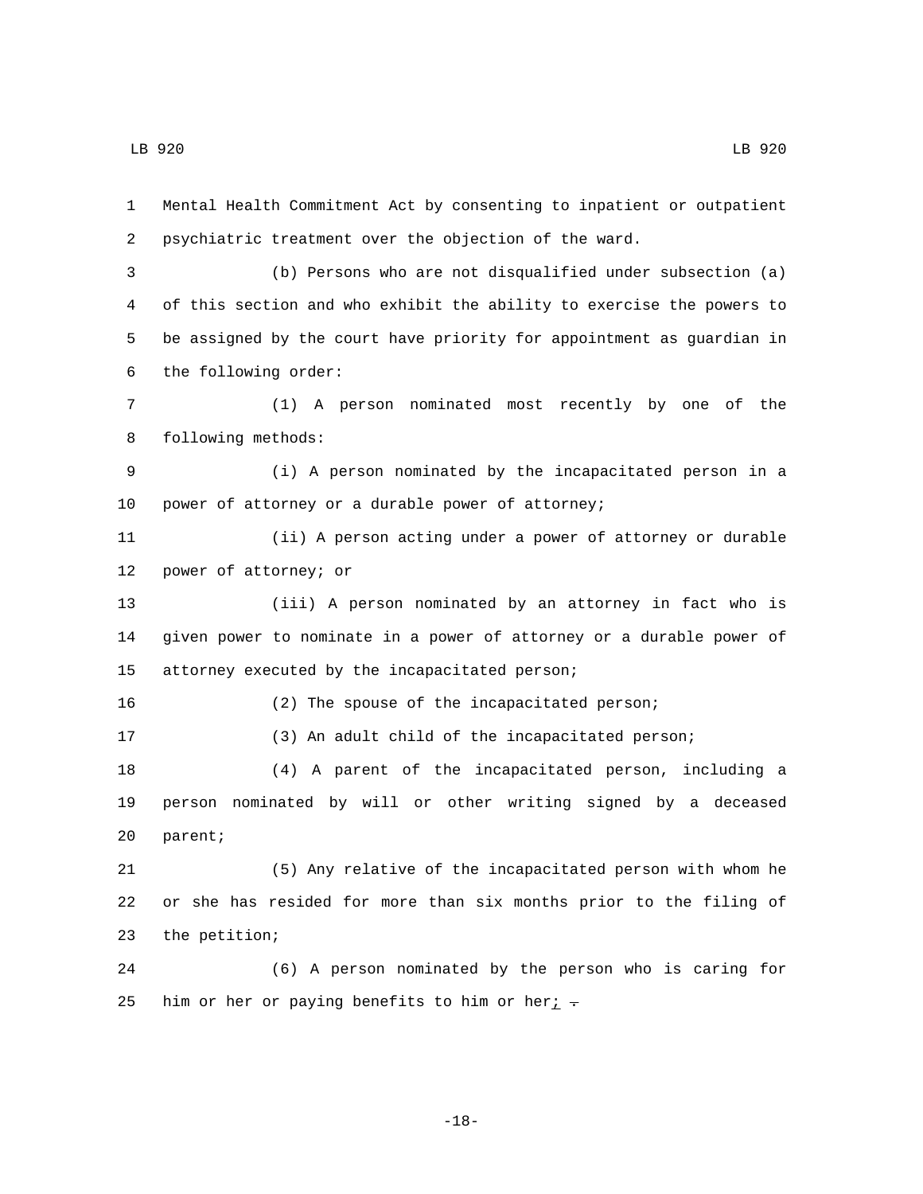Mental Health Commitment Act by consenting to inpatient or outpatient psychiatric treatment over the objection of the ward.

(b) Persons who are not disqualified under subsection (a) of this section and who exhibit the ability to exercise the powers to be assigned by the court have priority for appointment as guardian in the following order:

(1) A person nominated most recently by one of the following methods:

(i) A person nominated by the incapacitated person in a power of attorney or a durable power of attorney;

(ii) A person acting under a power of attorney or durable power of attorney; or

(iii) A person nominated by an attorney in fact who is given power to nominate in a power of attorney or a durable power of attorney executed by the incapacitated person;

(2) The spouse of the incapacitated person;

(3) An adult child of the incapacitated person;

(4) A parent of the incapacitated person, including a person nominated by will or other writing signed by a deceased parent;

(5) Any relative of the incapacitated person with whom he or she has resided for more than six months prior to the filing of the petition;

(6) A person nominated by the person who is caring for him or her or paying benefits to him or her; ~~.~~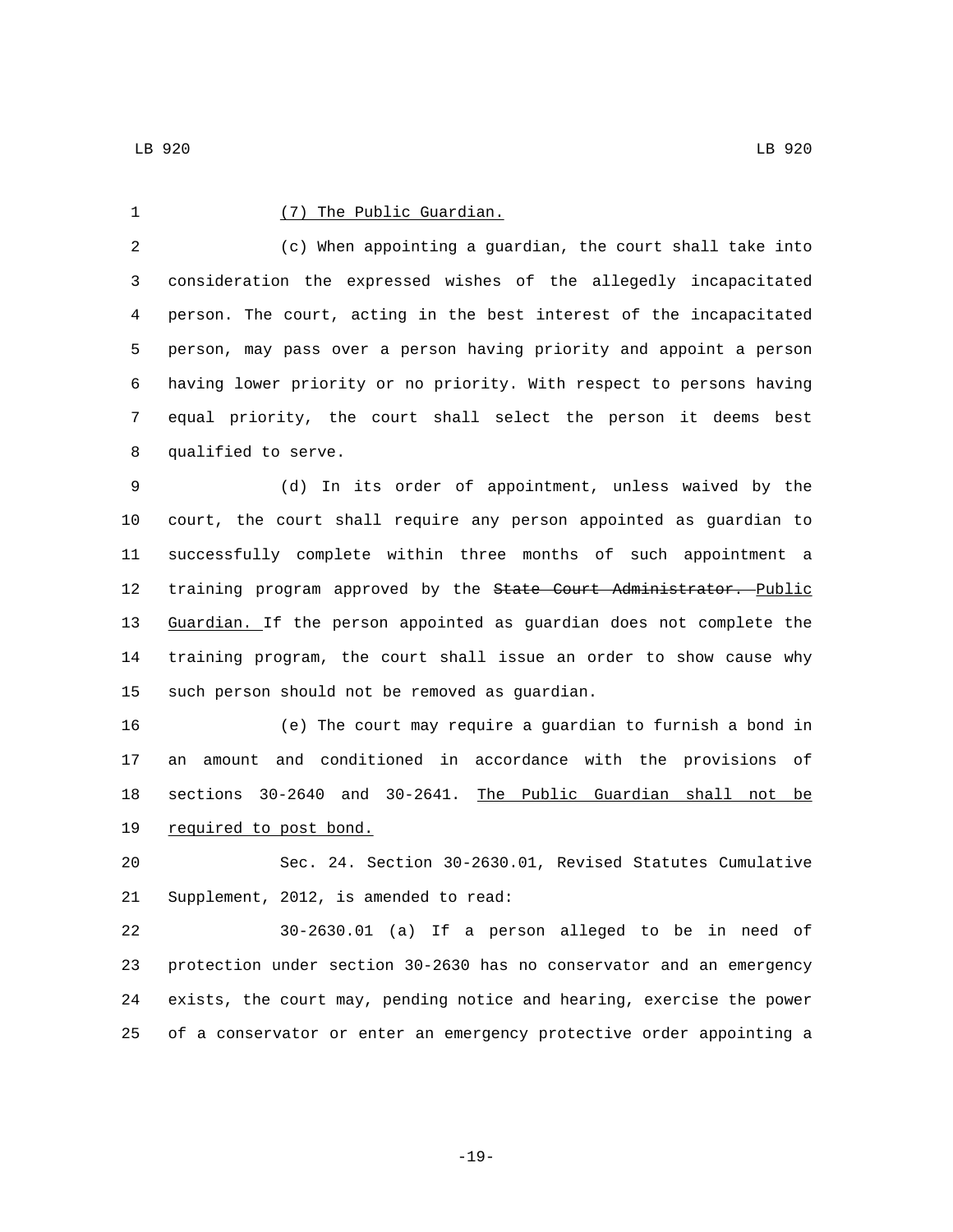(7) The Public Guardian.

(c) When appointing a guardian, the court shall take into consideration the expressed wishes of the allegedly incapacitated person. The court, acting in the best interest of the incapacitated person, may pass over a person having priority and appoint a person having lower priority or no priority. With respect to persons having equal priority, the court shall select the person it deems best qualified to serve.

(d) In its order of appointment, unless waived by the court, the court shall require any person appointed as guardian to successfully complete within three months of such appointment a training program approved by the ~~State Court Administrator.~~ Public Guardian. If the person appointed as guardian does not complete the training program, the court shall issue an order to show cause why such person should not be removed as guardian.

(e) The court may require a guardian to furnish a bond in an amount and conditioned in accordance with the provisions of sections 30-2640 and 30-2641. The Public Guardian shall not be required to post bond.

Sec. 24. Section 30-2630.01, Revised Statutes Cumulative Supplement, 2012, is amended to read:

30-2630.01 (a) If a person alleged to be in need of protection under section 30-2630 has no conservator and an emergency exists, the court may, pending notice and hearing, exercise the power of a conservator or enter an emergency protective order appointing a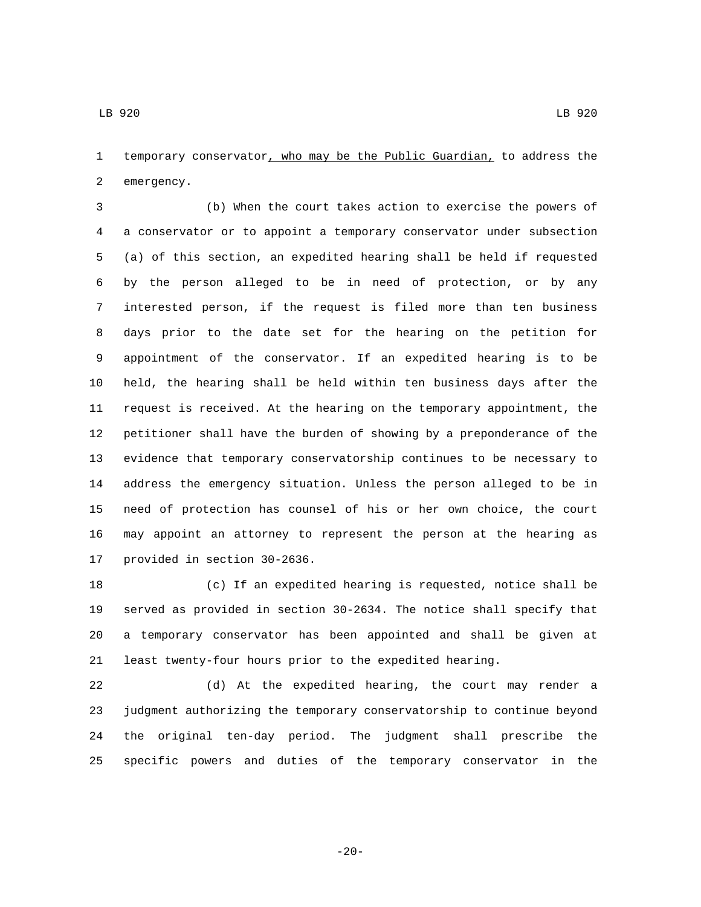temporary conservator<u>, who may be the Public Guardian,</u> to address the emergency.

(b) When the court takes action to exercise the powers of a conservator or to appoint a temporary conservator under subsection (a) of this section, an expedited hearing shall be held if requested by the person alleged to be in need of protection, or by any interested person, if the request is filed more than ten business days prior to the date set for the hearing on the petition for appointment of the conservator. If an expedited hearing is to be held, the hearing shall be held within ten business days after the request is received. At the hearing on the temporary appointment, the petitioner shall have the burden of showing by a preponderance of the evidence that temporary conservatorship continues to be necessary to address the emergency situation. Unless the person alleged to be in need of protection has counsel of his or her own choice, the court may appoint an attorney to represent the person at the hearing as provided in section 30-2636.

(c) If an expedited hearing is requested, notice shall be served as provided in section 30-2634. The notice shall specify that a temporary conservator has been appointed and shall be given at least twenty-four hours prior to the expedited hearing.

(d) At the expedited hearing, the court may render a judgment authorizing the temporary conservatorship to continue beyond the original ten-day period. The judgment shall prescribe the specific powers and duties of the temporary conservator in the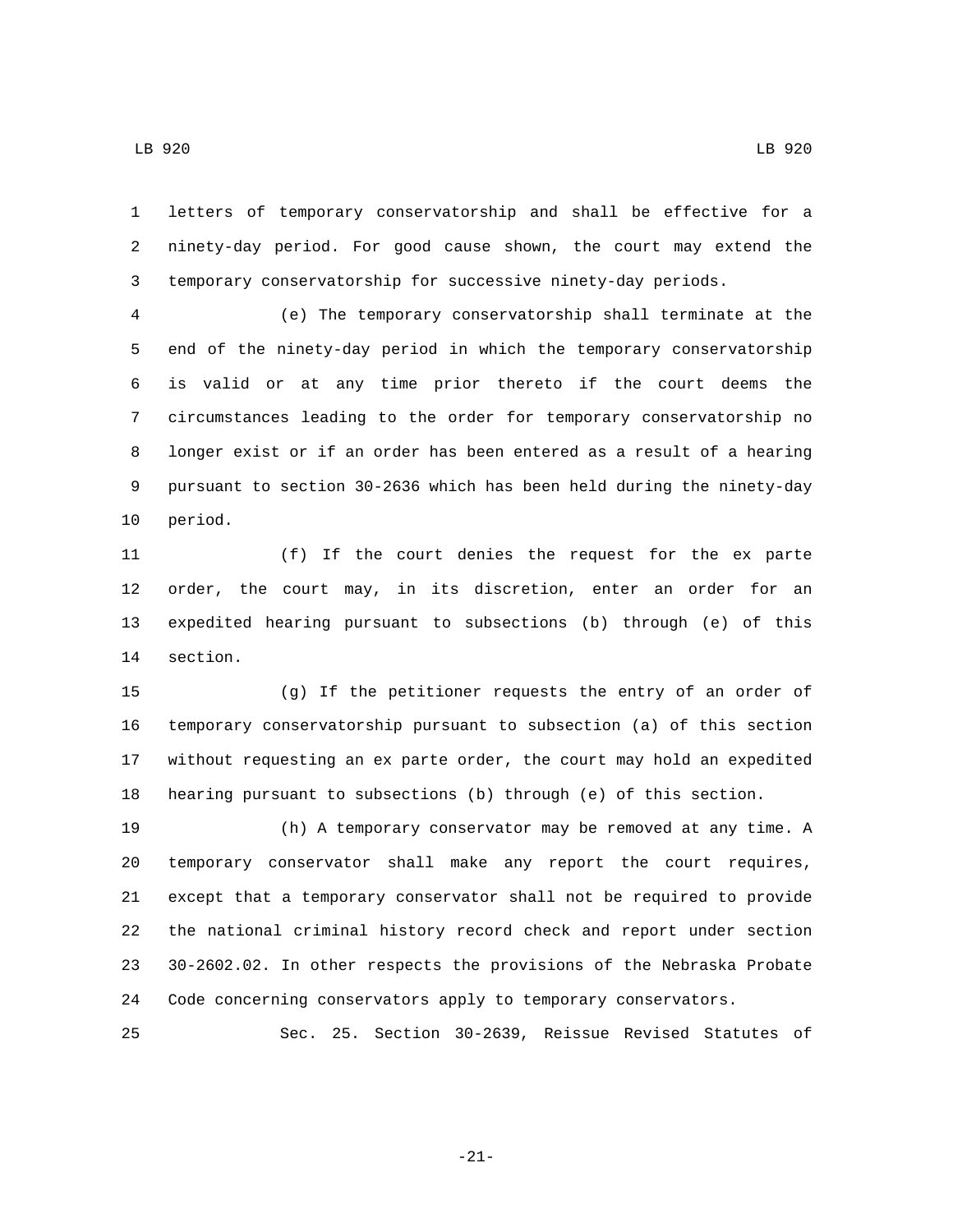letters of temporary conservatorship and shall be effective for a ninety-day period. For good cause shown, the court may extend the temporary conservatorship for successive ninety-day periods.

(e) The temporary conservatorship shall terminate at the end of the ninety-day period in which the temporary conservatorship is valid or at any time prior thereto if the court deems the circumstances leading to the order for temporary conservatorship no longer exist or if an order has been entered as a result of a hearing pursuant to section 30-2636 which has been held during the ninety-day period.

(f) If the court denies the request for the ex parte order, the court may, in its discretion, enter an order for an expedited hearing pursuant to subsections (b) through (e) of this section.

(g) If the petitioner requests the entry of an order of temporary conservatorship pursuant to subsection (a) of this section without requesting an ex parte order, the court may hold an expedited hearing pursuant to subsections (b) through (e) of this section.

(h) A temporary conservator may be removed at any time. A temporary conservator shall make any report the court requires, except that a temporary conservator shall not be required to provide the national criminal history record check and report under section 30-2602.02. In other respects the provisions of the Nebraska Probate Code concerning conservators apply to temporary conservators.

Sec. 25. Section 30-2639, Reissue Revised Statutes of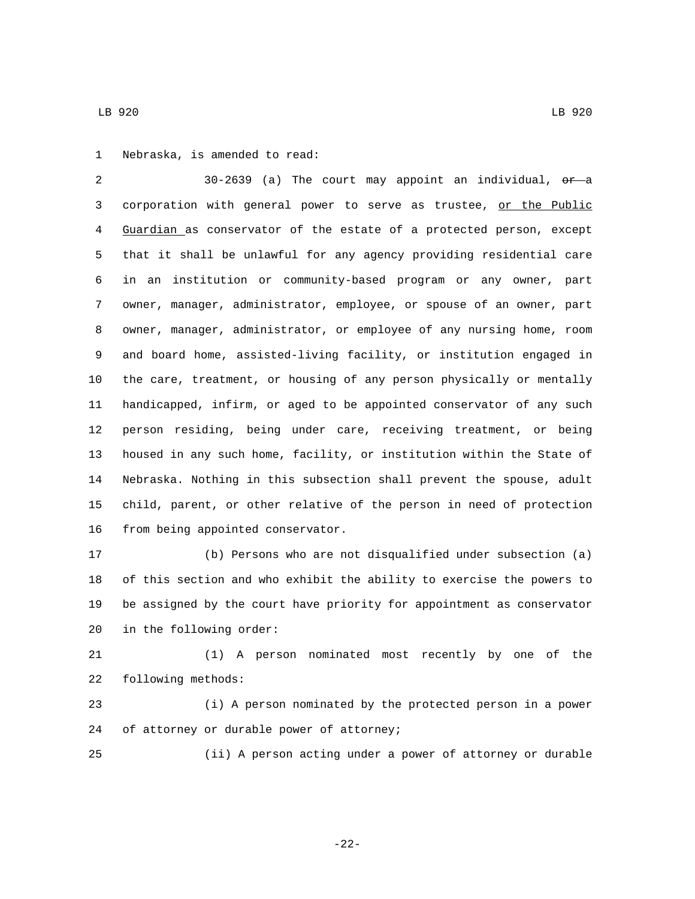Nebraska, is amended to read:

30-2639 (a) The court may appoint an individual, ~~or~~ a corporation with general power to serve as trustee, <u>or the Public Guardian</u> as conservator of the estate of a protected person, except that it shall be unlawful for any agency providing residential care in an institution or community-based program or any owner, part owner, manager, administrator, employee, or spouse of an owner, part owner, manager, administrator, or employee of any nursing home, room and board home, assisted-living facility, or institution engaged in the care, treatment, or housing of any person physically or mentally handicapped, infirm, or aged to be appointed conservator of any such person residing, being under care, receiving treatment, or being housed in any such home, facility, or institution within the State of Nebraska. Nothing in this subsection shall prevent the spouse, adult child, parent, or other relative of the person in need of protection from being appointed conservator.

(b) Persons who are not disqualified under subsection (a) of this section and who exhibit the ability to exercise the powers to be assigned by the court have priority for appointment as conservator in the following order:

(1) A person nominated most recently by one of the following methods:

(i) A person nominated by the protected person in a power of attorney or durable power of attorney;

(ii) A person acting under a power of attorney or durable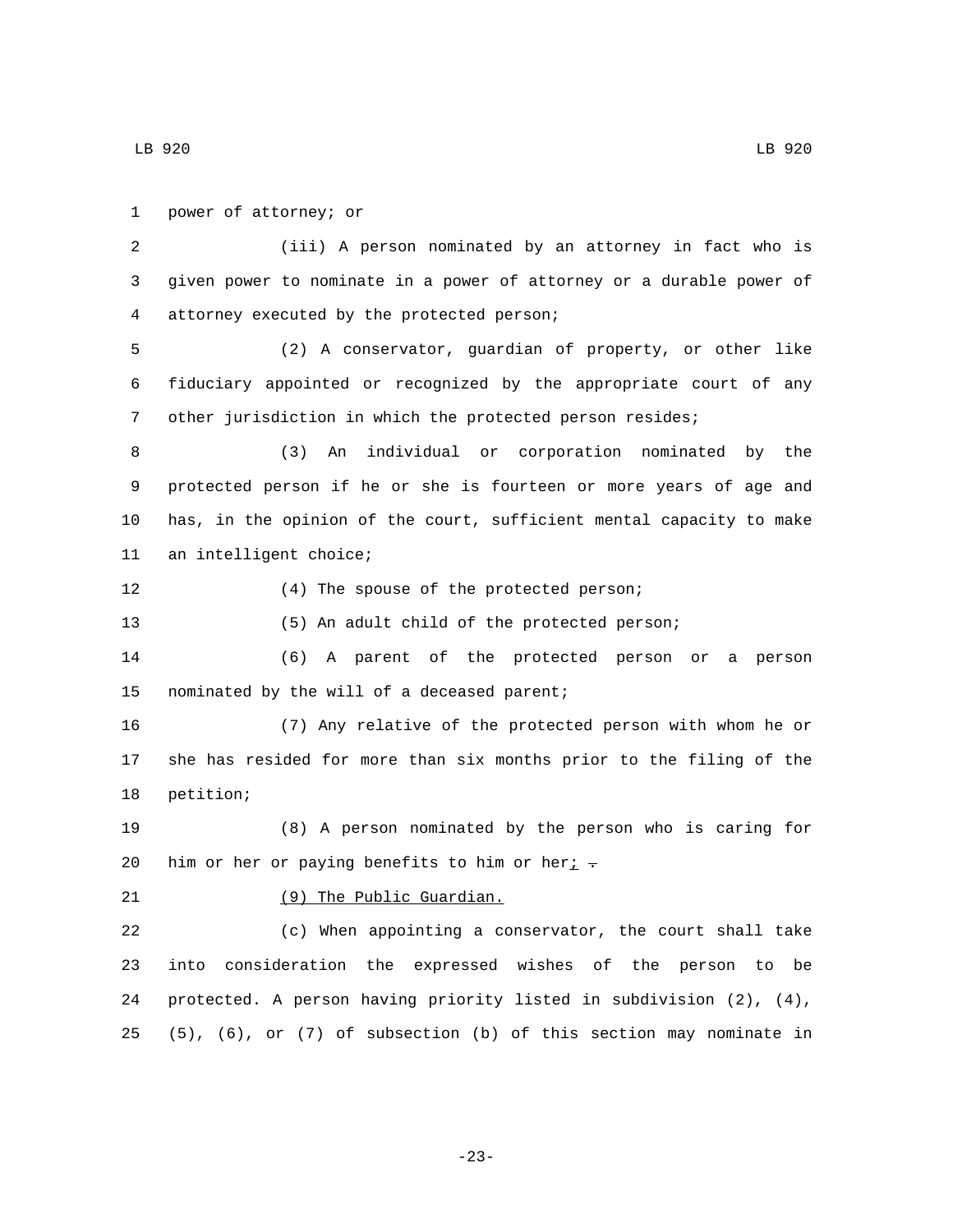power of attorney; or

(iii) A person nominated by an attorney in fact who is given power to nominate in a power of attorney or a durable power of attorney executed by the protected person;

(2) A conservator, guardian of property, or other like fiduciary appointed or recognized by the appropriate court of any other jurisdiction in which the protected person resides;

(3) An individual or corporation nominated by the protected person if he or she is fourteen or more years of age and has, in the opinion of the court, sufficient mental capacity to make an intelligent choice;

(4) The spouse of the protected person;

(5) An adult child of the protected person;

(6) A parent of the protected person or a person nominated by the will of a deceased parent;

(7) Any relative of the protected person with whom he or she has resided for more than six months prior to the filing of the petition;

(8) A person nominated by the person who is caring for him or her or paying benefits to him or her; ~~.~~

(9) The Public Guardian.

(c) When appointing a conservator, the court shall take into consideration the expressed wishes of the person to be protected. A person having priority listed in subdivision (2), (4), (5), (6), or (7) of subsection (b) of this section may nominate in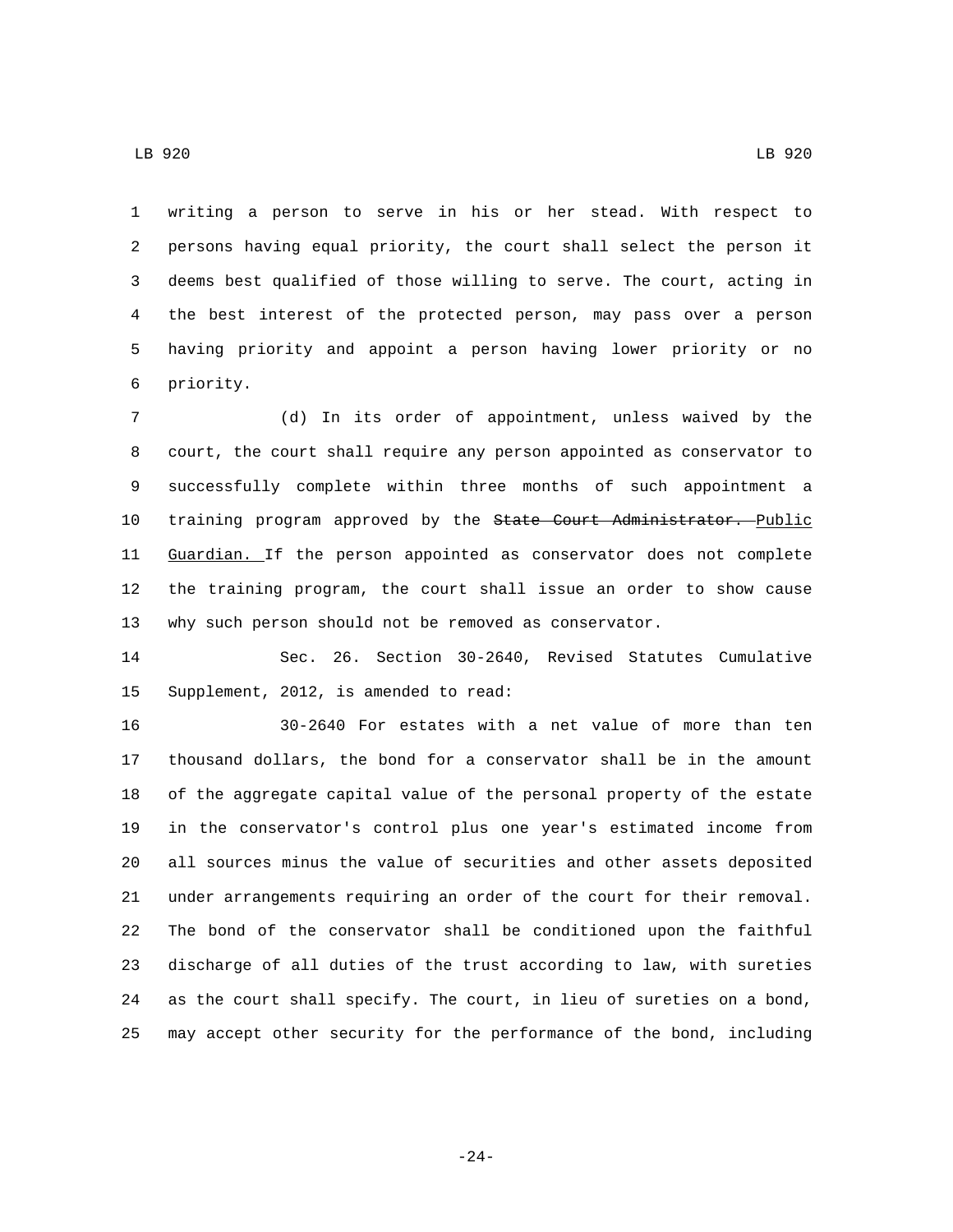writing a person to serve in his or her stead. With respect to persons having equal priority, the court shall select the person it deems best qualified of those willing to serve. The court, acting in the best interest of the protected person, may pass over a person having priority and appoint a person having lower priority or no priority.

(d) In its order of appointment, unless waived by the court, the court shall require any person appointed as conservator to successfully complete within three months of such appointment a training program approved by the ~~State Court Administrator.~~ Public Guardian. If the person appointed as conservator does not complete the training program, the court shall issue an order to show cause why such person should not be removed as conservator.

Sec. 26. Section 30-2640, Revised Statutes Cumulative Supplement, 2012, is amended to read:

30-2640 For estates with a net value of more than ten thousand dollars, the bond for a conservator shall be in the amount of the aggregate capital value of the personal property of the estate in the conservator's control plus one year's estimated income from all sources minus the value of securities and other assets deposited under arrangements requiring an order of the court for their removal. The bond of the conservator shall be conditioned upon the faithful discharge of all duties of the trust according to law, with sureties as the court shall specify. The court, in lieu of sureties on a bond, may accept other security for the performance of the bond, including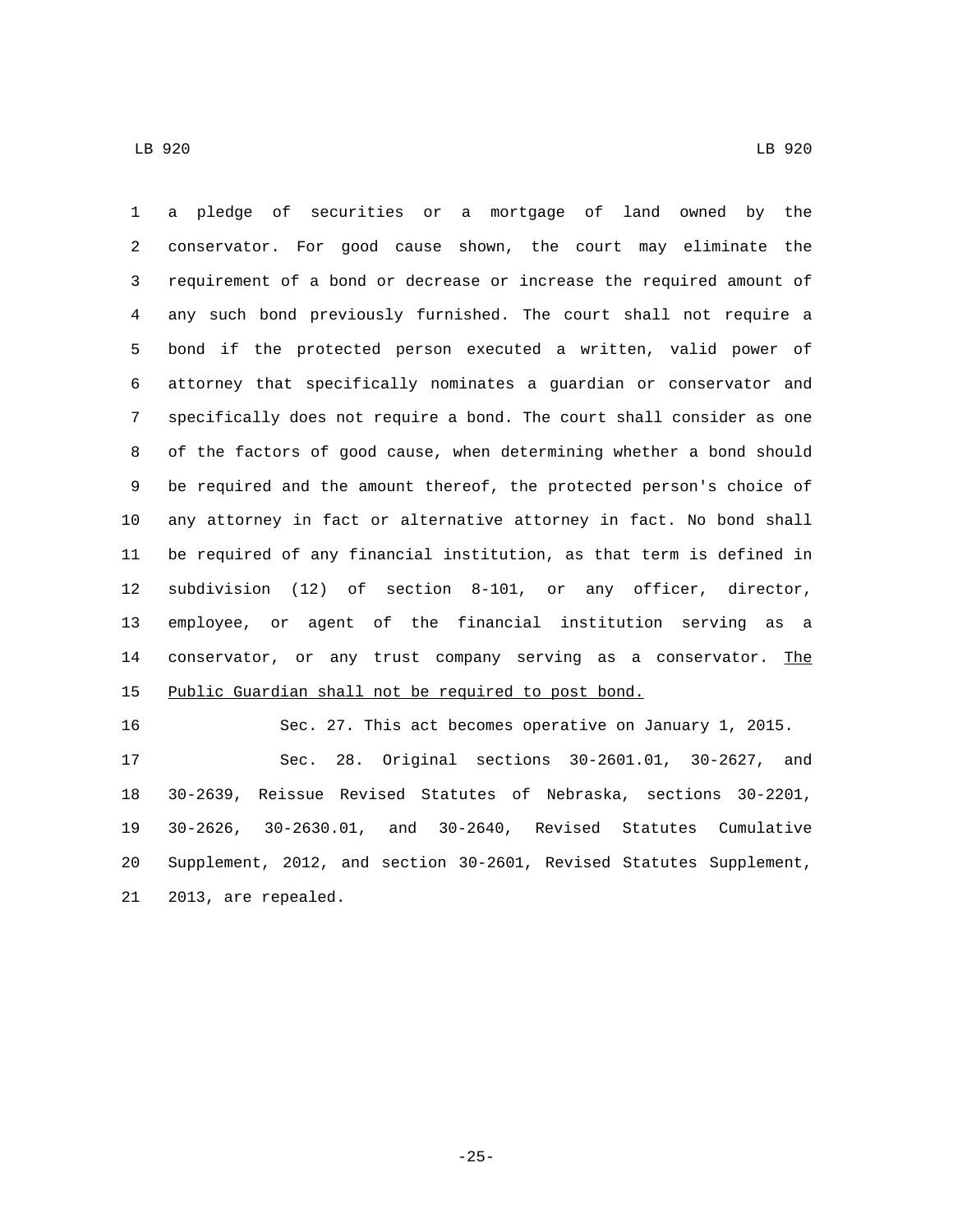a pledge of securities or a mortgage of land owned by the conservator. For good cause shown, the court may eliminate the requirement of a bond or decrease or increase the required amount of any such bond previously furnished. The court shall not require a bond if the protected person executed a written, valid power of attorney that specifically nominates a guardian or conservator and specifically does not require a bond. The court shall consider as one of the factors of good cause, when determining whether a bond should be required and the amount thereof, the protected person's choice of any attorney in fact or alternative attorney in fact. No bond shall be required of any financial institution, as that term is defined in subdivision (12) of section 8-101, or any officer, director, employee, or agent of the financial institution serving as a conservator, or any trust company serving as a conservator. <u>The Public Guardian shall not be required to post bond.</u>

Sec. 27. This act becomes operative on January 1, 2015.

Sec. 28. Original sections 30-2601.01, 30-2627, and 30-2639, Reissue Revised Statutes of Nebraska, sections 30-2201, 30-2626, 30-2630.01, and 30-2640, Revised Statutes Cumulative Supplement, 2012, and section 30-2601, Revised Statutes Supplement, 2013, are repealed.